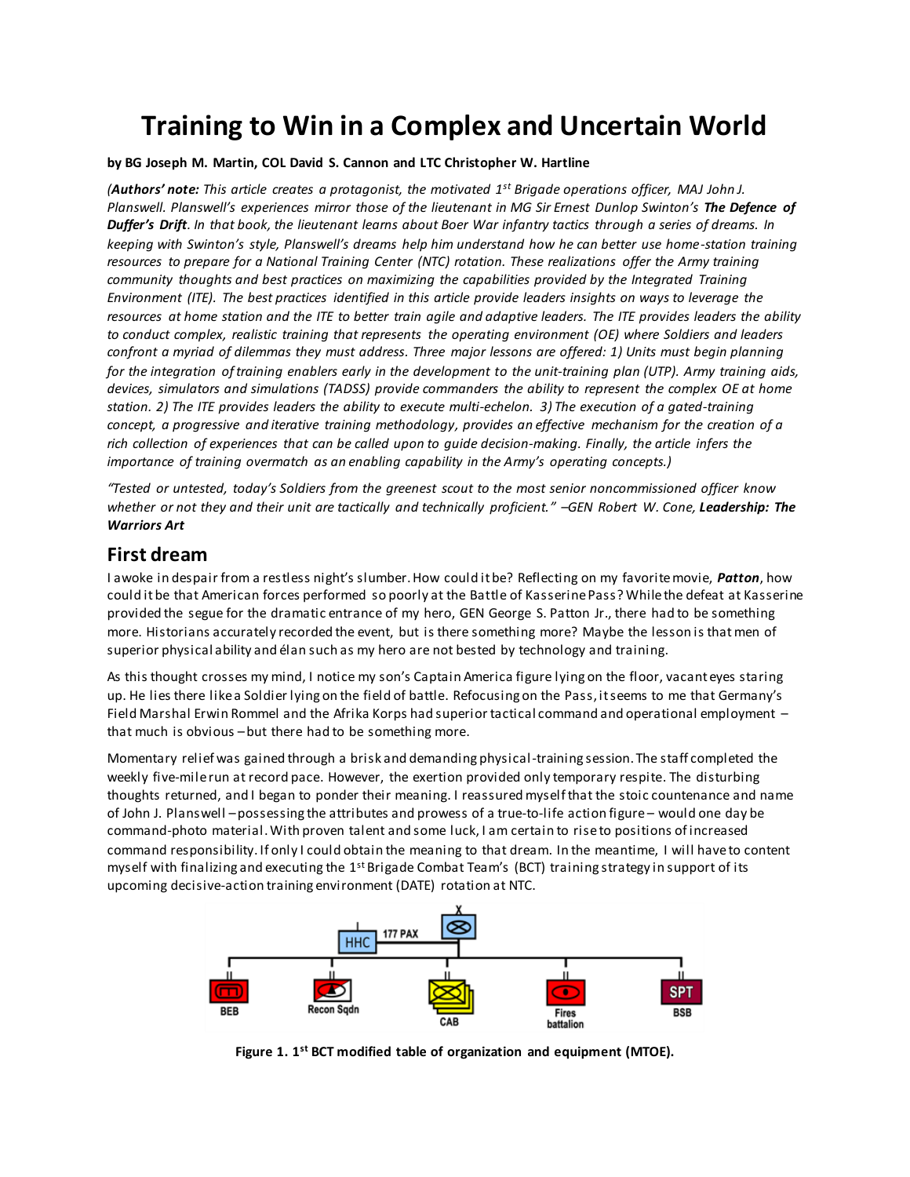# Training to Win in a Complex and Uncertain World

**by BG Joseph M. Martin, COL David S. Cannon and LTC Christopher W. Hartline**

*(**Authors' note:** This article creates a protagonist, the motivated 1st Brigade operations officer, MAJ John J. Planswell. Planswell's experiences mirror those of the lieutenant in MG Sir Ernest Dunlop Swinton's **The Defence of Duffer's Drift**. In that book, the lieutenant learns about Boer War infantry tactics through a series of dreams. In keeping with Swinton's style, Planswell's dreams help him understand how he can better use home-station training resources to prepare for a National Training Center (NTC) rotation. These realizations offer the Army training community thoughts and best practices on maximizing the capabilities provided by the Integrated Training Environment (ITE). The best practices identified in this article provide leaders insights on ways to leverage the resources at home station and the ITE to better train agile and adaptive leaders. The ITE provides leaders the ability to conduct complex, realistic training that represents the operating environment (OE) where Soldiers and leaders confront a myriad of dilemmas they must address. Three major lessons are offered: 1) Units must begin planning for the integration of training enablers early in the development to the unit-training plan (UTP). Army training aids, devices, simulators and simulations (TADSS) provide commanders the ability to represent the complex OE at home station. 2) The ITE provides leaders the ability to execute multi-echelon. 3) The execution of a gated-training concept, a progressive and iterative training methodology, provides an effective mechanism for the creation of a rich collection of experiences that can be called upon to guide decision-making. Finally, the article infers the importance of training overmatch as an enabling capability in the Army's operating concepts.)*

*"Tested or untested, today's Soldiers from the greenest scout to the most senior noncommissioned officer know whether or not they and their unit are tactically and technically proficient." –GEN Robert W. Cone, **Leadership: The Warriors Art***

## First dream

I awoke in despair from a restless night's slumber. How could it be? Reflecting on my favorite movie, ***Patton***, how could it be that American forces performed so poorly at the Battle of Kasserine Pass? While the defeat at Kasserine provided the segue for the dramatic entrance of my hero, GEN George S. Patton Jr., there had to be something more. Historians accurately recorded the event, but is there something more? Maybe the lesson is that men of superior physical ability and élan such as my hero are not bested by technology and training.

As this thought crosses my mind, I notice my son's Captain America figure lying on the floor, vacant eyes staring up. He lies there like a Soldier lying on the field of battle. Refocusing on the Pass, it seems to me that Germany's Field Marshal Erwin Rommel and the Afrika Korps had superior tactical command and operational employment – that much is obvious – but there had to be something more.

Momentary relief was gained through a brisk and demanding physical-training session. The staff completed the weekly five-mile run at record pace. However, the exertion provided only temporary respite. The disturbing thoughts returned, and I began to ponder their meaning. I reassured myself that the stoic countenance and name of John J. Planswell – possessing the attributes and prowess of a true-to-life action figure – would one day be command-photo material. With proven talent and some luck, I am certain to rise to positions of increased command responsibility. If only I could obtain the meaning to that dream. In the meantime, I will have to content myself with finalizing and executing the 1st Brigade Combat Team's (BCT) training strategy in support of its upcoming decisive-action training environment (DATE) rotation at NTC.

**Figure 1. 1st BCT modified table of organization and equipment (MTOE).**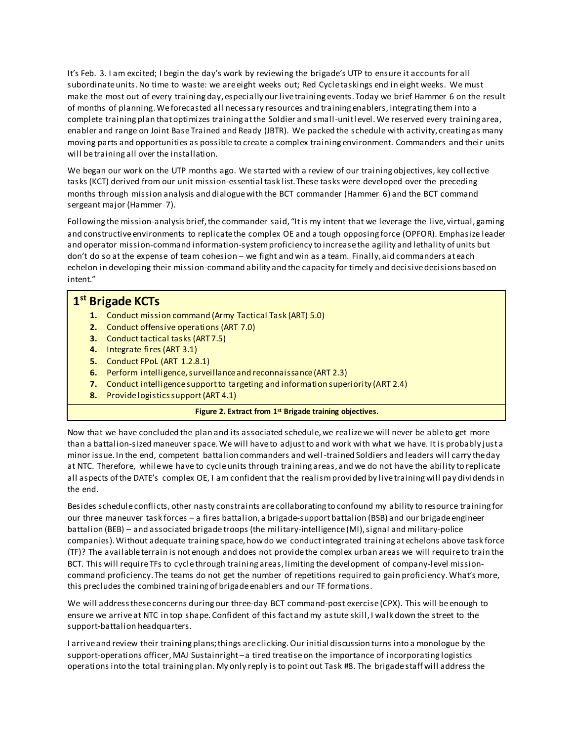It's Feb. 3. I am excited; I begin the day's work by reviewing the brigade's UTP to ensure it accounts for all subordinate units. No time to waste: we are eight weeks out; Red Cycle taskings end in eight weeks. We must make the most out of every training day, especially our live training events. Today we brief Hammer 6 on the result of months of planning. We forecasted all necessary resources and training enablers, integrating them into a complete training plan that optimizes training at the Soldier and small-unit level. We reserved every training area, enabler and range on Joint Base Trained and Ready (JBTR). We packed the schedule with activity, creating as many moving parts and opportunities as possible to create a complex training environment. Commanders and their units will be training all over the installation.

We began our work on the UTP months ago. We started with a review of our training objectives, key collective tasks (KCT) derived from our unit mission-essential task list. These tasks were developed over the preceding months through mission analysis and dialogue with the BCT commander (Hammer 6) and the BCT command sergeant major (Hammer 7).

Following the mission-analysis brief, the commander said, "It is my intent that we leverage the live, virtual, gaming and constructive environments to replicate the complex OE and a tough opposing force (OPFOR). Emphasize leader and operator mission-command information-system proficiency to increase the agility and lethality of units but don't do so at the expense of team cohesion – we fight and win as a team. Finally, aid commanders at each echelon in developing their mission-command ability and the capacity for timely and decisive decisions based on intent."

## 1st Brigade KCTs

1. Conduct mission command (Army Tactical Task (ART) 5.0)
2. Conduct offensive operations (ART 7.0)
3. Conduct tactical tasks (ART 7.5)
4. Integrate fires (ART 3.1)
5. Conduct FPoL (ART 1.2.8.1)
6. Perform intelligence, surveillance and reconnaissance (ART 2.3)
7. Conduct intelligence support to targeting and information superiority (ART 2.4)
8. Provide logistics support (ART 4.1)

**Figure 2. Extract from 1st Brigade training objectives.**

Now that we have concluded the plan and its associated schedule, we realize we will never be able to get more than a battalion-sized maneuver space. We will have to adjust to and work with what we have. It is probably just a minor issue. In the end, competent battalion commanders and well-trained Soldiers and leaders will carry the day at NTC. Therefore, while we have to cycle units through training areas, and we do not have the ability to replicate all aspects of the DATE's complex OE, I am confident that the realism provided by live training will pay dividends in the end.

Besides schedule conflicts, other nasty constraints are collaborating to confound my ability to resource training for our three maneuver task forces – a fires battalion, a brigade-support battalion (BSB) and our brigade engineer battalion (BEB) – and associated brigade troops (the military-intelligence (MI), signal and military-police companies). Without adequate training space, how do we conduct integrated training at echelons above task force (TF)? The available terrain is not enough and does not provide the complex urban areas we will require to train the BCT. This will require TFs to cycle through training areas, limiting the development of company-level mission-command proficiency. The teams do not get the number of repetitions required to gain proficiency. What's more, this precludes the combined training of brigade enablers and our TF formations.

We will address these concerns during our three-day BCT command-post exercise (CPX). This will be enough to ensure we arrive at NTC in top shape. Confident of this fact and my astute skill, I walk down the street to the support-battalion headquarters.

I arrive and review their training plans; things are clicking. Our initial discussion turns into a monologue by the support-operations officer, MAJ Sustainright – a tired treatise on the importance of incorporating logistics operations into the total training plan. My only reply is to point out Task #8. The brigade staff will address the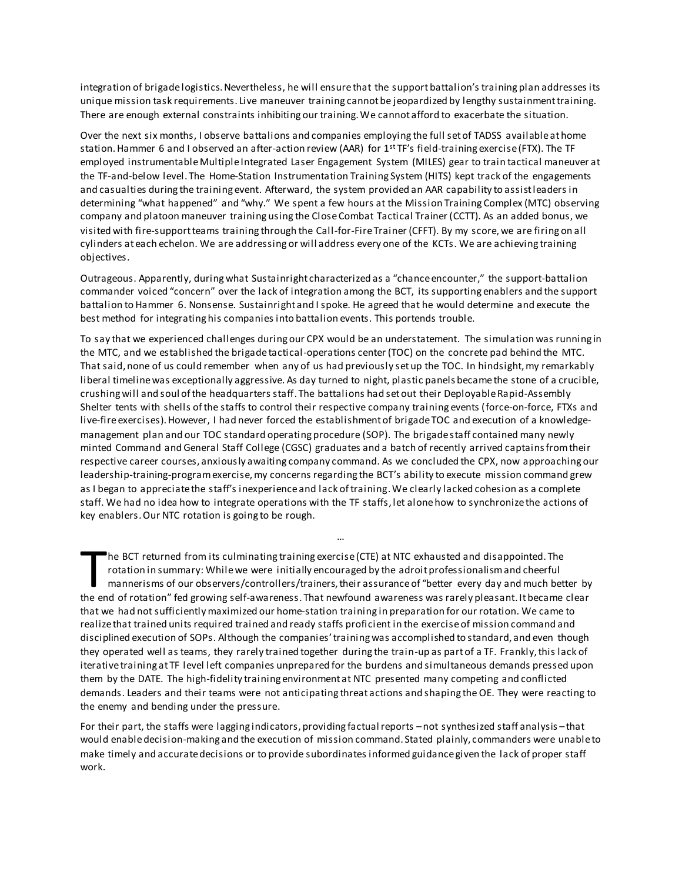integration of brigade logistics. Nevertheless, he will ensure that the support battalion's training plan addresses its unique mission task requirements. Live maneuver training cannot be jeopardized by lengthy sustainment training. There are enough external constraints inhibiting our training. We cannot afford to exacerbate the situation.

Over the next six months, I observe battalions and companies employing the full set of TADSS available at home station. Hammer 6 and I observed an after-action review (AAR) for 1st TF's field-training exercise (FTX). The TF employed instrumentable Multiple Integrated Laser Engagement System (MILES) gear to train tactical maneuver at the TF-and-below level. The Home-Station Instrumentation Training System (HITS) kept track of the engagements and casualties during the training event. Afterward, the system provided an AAR capability to assist leaders in determining "what happened" and "why." We spent a few hours at the Mission Training Complex (MTC) observing company and platoon maneuver training using the Close Combat Tactical Trainer (CCTT). As an added bonus, we visited with fire-support teams training through the Call-for-Fire Trainer (CFFT). By my score, we are firing on all cylinders at each echelon. We are addressing or will address every one of the KCTs. We are achieving training objectives.

Outrageous. Apparently, during what Sustainright characterized as a "chance encounter," the support-battalion commander voiced "concern" over the lack of integration among the BCT, its supporting enablers and the support battalion to Hammer 6. Nonsense. Sustainright and I spoke. He agreed that he would determine and execute the best method for integrating his companies into battalion events. This portends trouble.

To say that we experienced challenges during our CPX would be an understatement. The simulation was running in the MTC, and we established the brigade tactical-operations center (TOC) on the concrete pad behind the MTC. That said, none of us could remember when any of us had previously set up the TOC. In hindsight, my remarkably liberal timeline was exceptionally aggressive. As day turned to night, plastic panels became the stone of a crucible, crushing will and soul of the headquarters staff. The battalions had set out their Deployable Rapid-Assembly Shelter tents with shells of the staffs to control their respective company training events (force-on-force, FTXs and live-fire exercises). However, I had never forced the establishment of brigade TOC and execution of a knowledge-management plan and our TOC standard operating procedure (SOP). The brigade staff contained many newly minted Command and General Staff College (CGSC) graduates and a batch of recently arrived captains from their respective career courses, anxiously awaiting company command. As we concluded the CPX, now approaching our leadership-training-program exercise, my concerns regarding the BCT's ability to execute mission command grew as I began to appreciate the staff's inexperience and lack of training. We clearly lacked cohesion as a complete staff. We had no idea how to integrate operations with the TF staffs, let alone how to synchronize the actions of key enablers. Our NTC rotation is going to be rough.

…

The BCT returned from its culminating training exercise (CTE) at NTC exhausted and disappointed. The rotation in summary: While we were initially encouraged by the adroit professionalism and cheerful mannerisms of our observers/controllers/trainers, their assurance of "better every day and much better by the end of rotation" fed growing self-awareness. That newfound awareness was rarely pleasant. It became clear that we had not sufficiently maximized our home-station training in preparation for our rotation. We came to realize that trained units required trained and ready staffs proficient in the exercise of mission command and disciplined execution of SOPs. Although the companies' training was accomplished to standard, and even though they operated well as teams, they rarely trained together during the train-up as part of a TF. Frankly, this lack of iterative training at TF level left companies unprepared for the burdens and simultaneous demands pressed upon them by the DATE. The high-fidelity training environment at NTC presented many competing and conflicted demands. Leaders and their teams were not anticipating threat actions and shaping the OE. They were reacting to the enemy and bending under the pressure.

For their part, the staffs were lagging indicators, providing factual reports – not synthesized staff analysis – that would enable decision-making and the execution of mission command. Stated plainly, commanders were unable to make timely and accurate decisions or to provide subordinates informed guidance given the lack of proper staff work.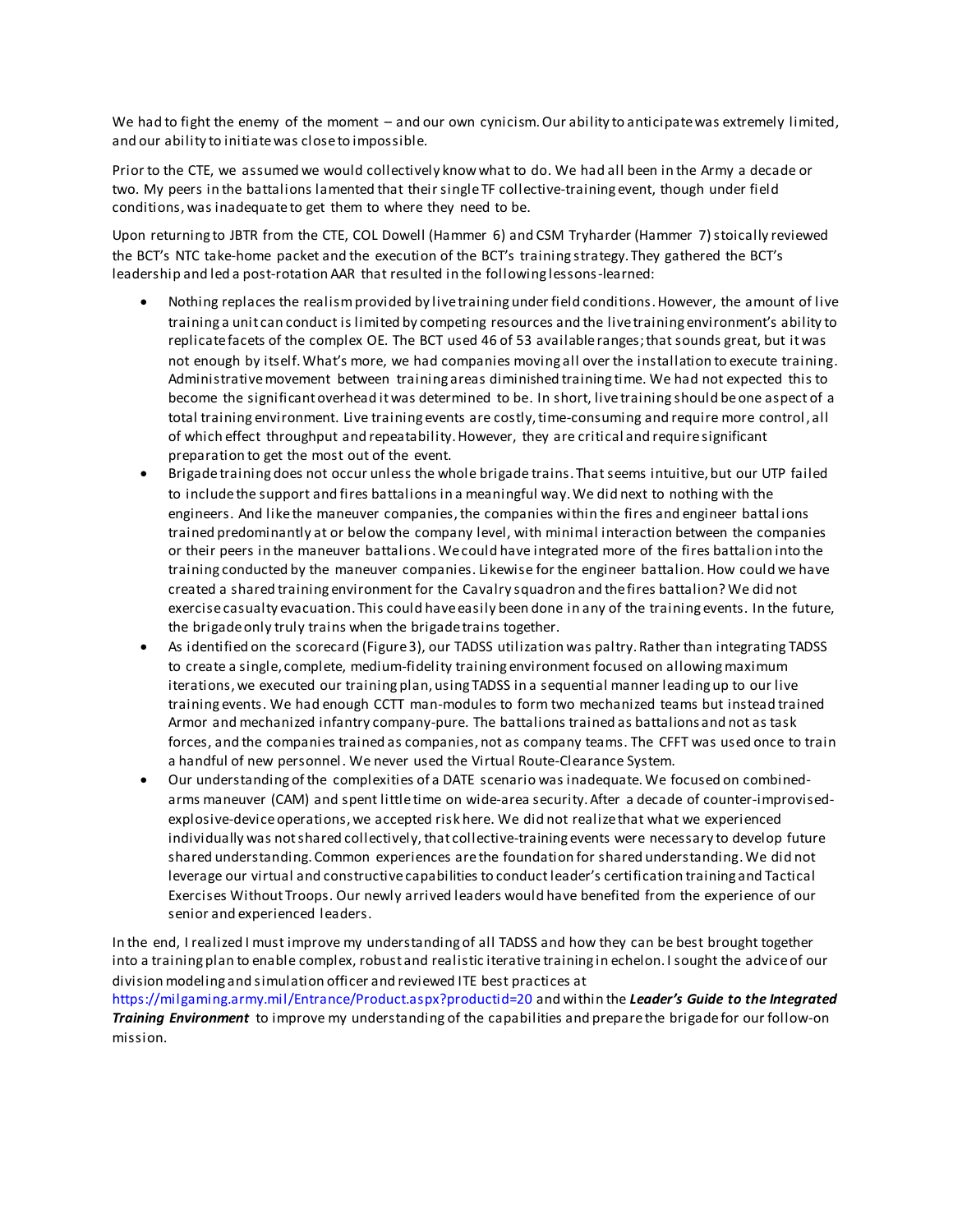We had to fight the enemy of the moment – and our own cynicism. Our ability to anticipate was extremely limited, and our ability to initiate was close to impossible.

Prior to the CTE, we assumed we would collectively know what to do. We had all been in the Army a decade or two. My peers in the battalions lamented that their single TF collective-training event, though under field conditions, was inadequate to get them to where they need to be.

Upon returning to JBTR from the CTE, COL Dowell (Hammer 6) and CSM Tryharder (Hammer 7) stoically reviewed the BCT's NTC take-home packet and the execution of the BCT's training strategy. They gathered the BCT's leadership and led a post-rotation AAR that resulted in the following lessons-learned:

- Nothing replaces the realism provided by live training under field conditions. However, the amount of live training a unit can conduct is limited by competing resources and the live training environment's ability to replicate facets of the complex OE. The BCT used 46 of 53 available ranges; that sounds great, but it was not enough by itself. What's more, we had companies moving all over the installation to execute training. Administrative movement between training areas diminished training time. We had not expected this to become the significant overhead it was determined to be. In short, live training should be one aspect of a total training environment. Live training events are costly, time-consuming and require more control, all of which effect throughput and repeatability. However, they are critical and require significant preparation to get the most out of the event.
- Brigade training does not occur unless the whole brigade trains. That seems intuitive, but our UTP failed to include the support and fires battalions in a meaningful way. We did next to nothing with the engineers. And like the maneuver companies, the companies within the fires and engineer battalions trained predominantly at or below the company level, with minimal interaction between the companies or their peers in the maneuver battalions. We could have integrated more of the fires battalion into the training conducted by the maneuver companies. Likewise for the engineer battalion. How could we have created a shared training environment for the Cavalry squadron and the fires battalion? We did not exercise casualty evacuation. This could have easily been done in any of the training events. In the future, the brigade only truly trains when the brigade trains together.
- As identified on the scorecard (Figure 3), our TADSS utilization was paltry. Rather than integrating TADSS to create a single, complete, medium-fidelity training environment focused on allowing maximum iterations, we executed our training plan, using TADSS in a sequential manner leading up to our live training events. We had enough CCTT man-modules to form two mechanized teams but instead trained Armor and mechanized infantry company-pure. The battalions trained as battalions and not as task forces, and the companies trained as companies, not as company teams. The CFFT was used once to train a handful of new personnel. We never used the Virtual Route-Clearance System.
- Our understanding of the complexities of a DATE scenario was inadequate. We focused on combined-arms maneuver (CAM) and spent little time on wide-area security. After a decade of counter-improvised-explosive-device operations, we accepted risk here. We did not realize that what we experienced individually was not shared collectively, that collective-training events were necessary to develop future shared understanding. Common experiences are the foundation for shared understanding. We did not leverage our virtual and constructive capabilities to conduct leader's certification training and Tactical Exercises Without Troops. Our newly arrived leaders would have benefited from the experience of our senior and experienced leaders.

In the end, I realized I must improve my understanding of all TADSS and how they can be best brought together into a training plan to enable complex, robust and realistic iterative training in echelon. I sought the advice of our division modeling and simulation officer and reviewed ITE best practices at https://milgaming.army.mil/Entrance/Product.aspx?productid=20 and within the ***Leader's Guide to the Integrated Training Environment*** to improve my understanding of the capabilities and prepare the brigade for our follow-on mission.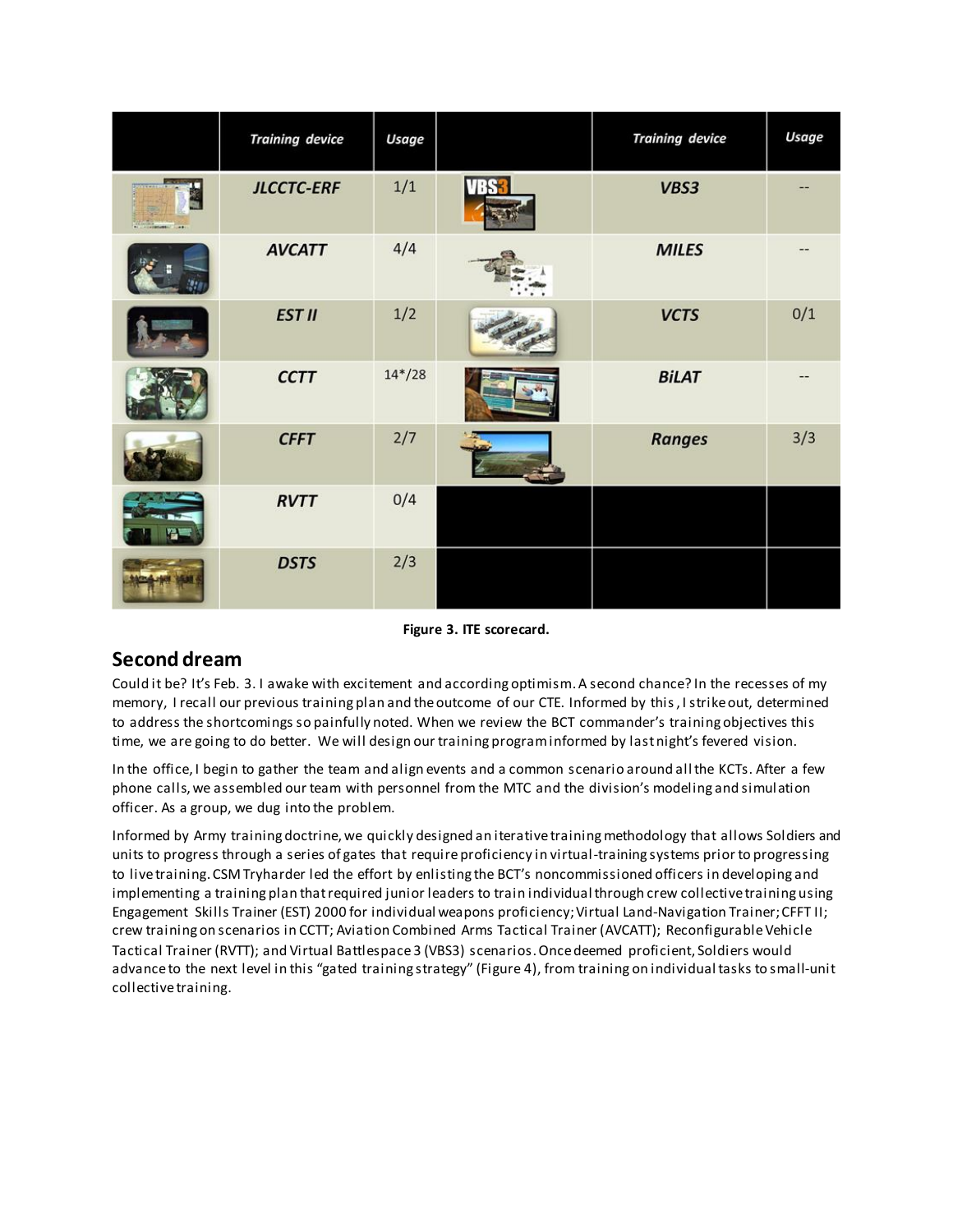| | Training device | Usage | | Training device | Usage |
|---|---|---|---|---|---|
| | JLCCTC-ERF | 1/1 | | VBS3 | -- |
| | AVCATT | 4/4 | | MILES | -- |
| | EST II | 1/2 | | VCTS | 0/1 |
| | CCTT | 14*/28 | | BiLAT | -- |
| | CFFT | 2/7 | | Ranges | 3/3 |
| | RVTT | 0/4 | | | |
| | DSTS | 2/3 | | | |

**Figure 3. ITE scorecard.**

## Second dream

Could it be? It's Feb. 3. I awake with excitement and according optimism. A second chance? In the recesses of my memory, I recall our previous training plan and the outcome of our CTE. Informed by this, I strike out, determined to address the shortcomings so painfully noted. When we review the BCT commander's training objectives this time, we are going to do better. We will design our training program informed by last night's fevered vision.

In the office, I begin to gather the team and align events and a common scenario around all the KCTs. After a few phone calls, we assembled our team with personnel from the MTC and the division's modeling and simulation officer. As a group, we dug into the problem.

Informed by Army training doctrine, we quickly designed an iterative training methodology that allows Soldiers and units to progress through a series of gates that require proficiency in virtual-training systems prior to progressing to live training. CSM Tryharder led the effort by enlisting the BCT's noncommissioned officers in developing and implementing a training plan that required junior leaders to train individual through crew collective training using Engagement Skills Trainer (EST) 2000 for individual weapons proficiency; Virtual Land-Navigation Trainer; CFFT II; crew training on scenarios in CCTT; Aviation Combined Arms Tactical Trainer (AVCATT); Reconfigurable Vehicle Tactical Trainer (RVTT); and Virtual Battlespace 3 (VBS3) scenarios. Once deemed proficient, Soldiers would advance to the next level in this "gated training strategy" (Figure 4), from training on individual tasks to small-unit collective training.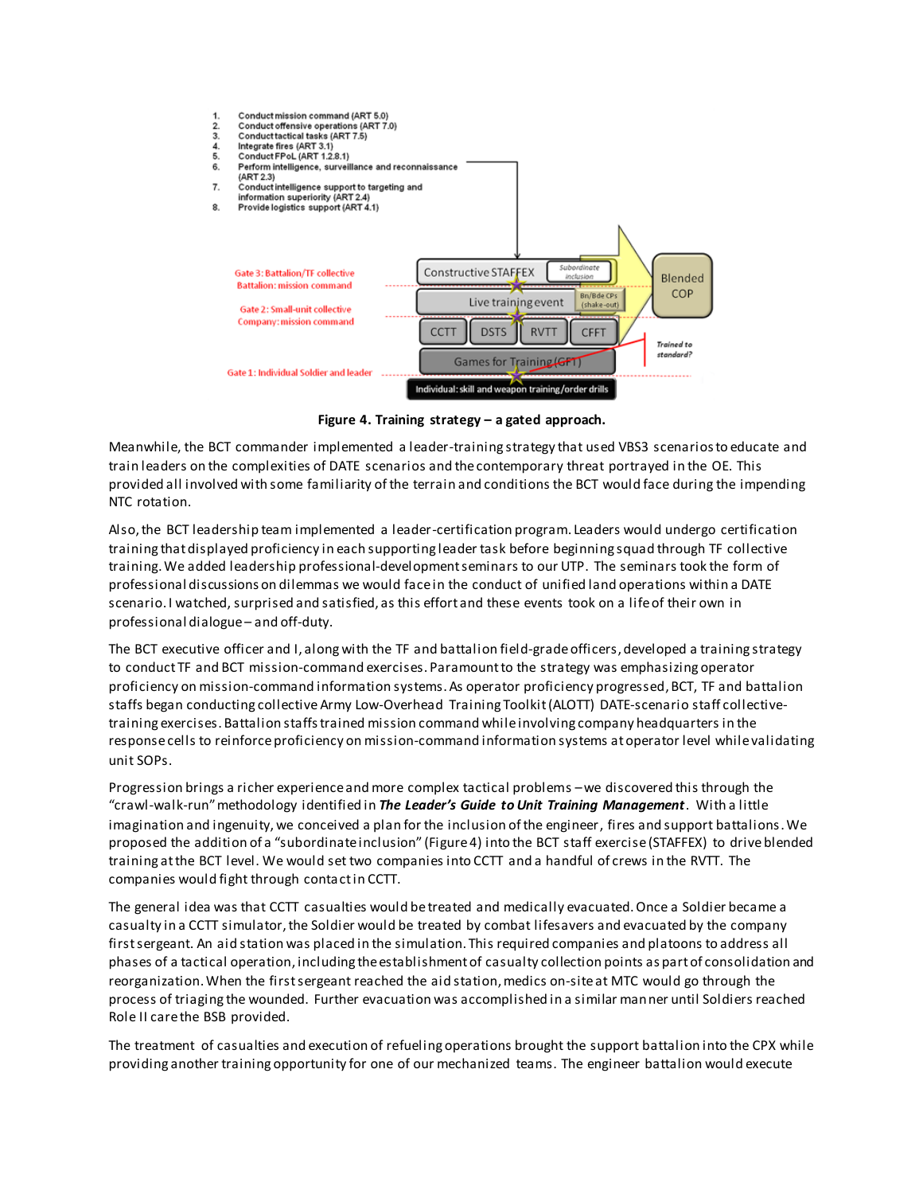1. Conduct mission command (ART 5.0)
2. Conduct offensive operations (ART 7.0)
3. Conduct tactical tasks (ART 7.5)
4. Integrate fires (ART 3.1)
5. Conduct FPoL (ART 1.2.8.1)
6. Perform intelligence, surveillance and reconnaissance (ART 2.3)
7. Conduct intelligence support to targeting and information superiority (ART 2.4)
8. Provide logistics support (ART 4.1)

Gate 3: Battalion/TF collective
Battalion: mission command

Gate 2: Small-unit collective
Company: mission command

Gate 1: Individual Soldier and leader

Constructive STAFFEX | Subordinate inclusion

Live training event | Bn/Bde CPs (shake-out)

CCTT | DSTS | RVTT | CFFT

Games for Training (GFT)

Individual: skill and weapon training/order drills

Blended COP

Trained to standard?

**Figure 4. Training strategy – a gated approach.**

Meanwhile, the BCT commander implemented a leader-training strategy that used VBS3 scenarios to educate and train leaders on the complexities of DATE scenarios and the contemporary threat portrayed in the OE. This provided all involved with some familiarity of the terrain and conditions the BCT would face during the impending NTC rotation.

Also, the BCT leadership team implemented a leader-certification program. Leaders would undergo certification training that displayed proficiency in each supporting leader task before beginning squad through TF collective training. We added leadership professional-development seminars to our UTP. The seminars took the form of professional discussions on dilemmas we would face in the conduct of unified land operations within a DATE scenario. I watched, surprised and satisfied, as this effort and these events took on a life of their own in professional dialogue – and off-duty.

The BCT executive officer and I, along with the TF and battalion field-grade officers, developed a training strategy to conduct TF and BCT mission-command exercises. Paramount to the strategy was emphasizing operator proficiency on mission-command information systems. As operator proficiency progressed, BCT, TF and battalion staffs began conducting collective Army Low-Overhead Training Toolkit (ALOTT) DATE-scenario staff collective-training exercises. Battalion staffs trained mission command while involving company headquarters in the response cells to reinforce proficiency on mission-command information systems at operator level while validating unit SOPs.

Progression brings a richer experience and more complex tactical problems – we discovered this through the "crawl-walk-run" methodology identified in ***The Leader's Guide to Unit Training Management***. With a little imagination and ingenuity, we conceived a plan for the inclusion of the engineer, fires and support battalions. We proposed the addition of a "subordinate inclusion" (Figure 4) into the BCT staff exercise (STAFFEX) to drive blended training at the BCT level. We would set two companies into CCTT and a handful of crews in the RVTT. The companies would fight through contact in CCTT.

The general idea was that CCTT casualties would be treated and medically evacuated. Once a Soldier became a casualty in a CCTT simulator, the Soldier would be treated by combat lifesavers and evacuated by the company first sergeant. An aid station was placed in the simulation. This required companies and platoons to address all phases of a tactical operation, including the establishment of casualty collection points as part of consolidation and reorganization. When the first sergeant reached the aid station, medics on-site at MTC would go through the process of triaging the wounded. Further evacuation was accomplished in a similar manner until Soldiers reached Role II care the BSB provided.

The treatment of casualties and execution of refueling operations brought the support battalion into the CPX while providing another training opportunity for one of our mechanized teams. The engineer battalion would execute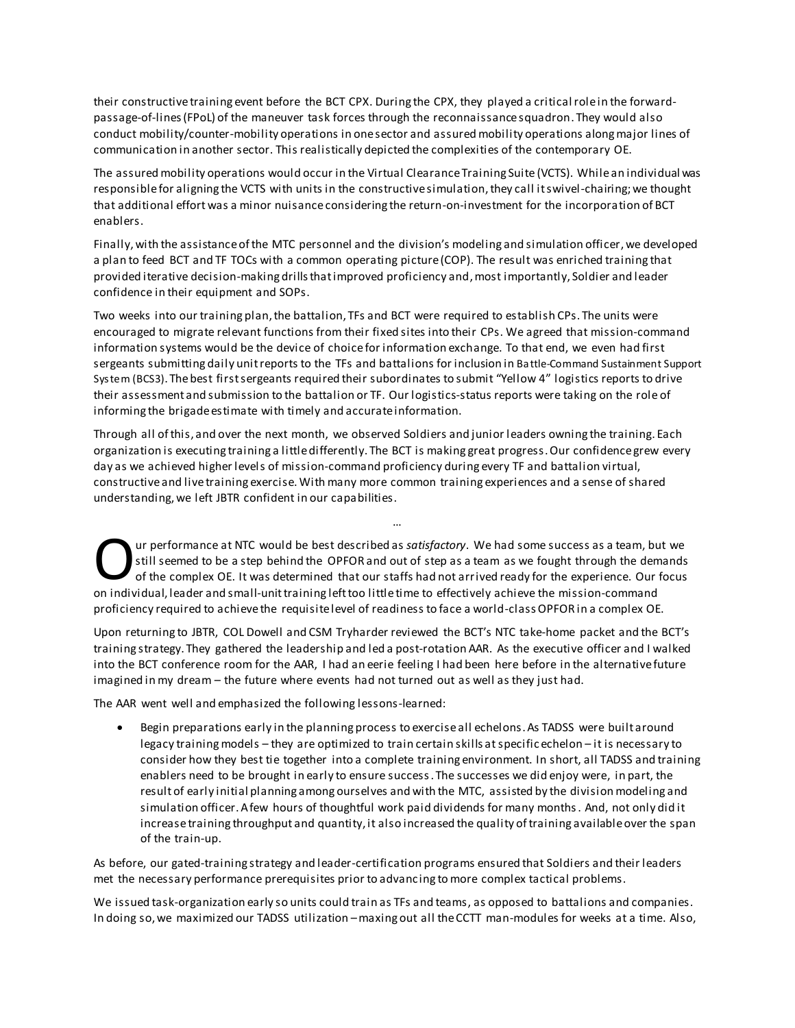their constructive training event before the BCT CPX. During the CPX, they played a critical role in the forward-passage-of-lines (FPoL) of the maneuver task forces through the reconnaissance squadron. They would also conduct mobility/counter-mobility operations in one sector and assured mobility operations along major lines of communication in another sector. This realistically depicted the complexities of the contemporary OE.

The assured mobility operations would occur in the Virtual Clearance Training Suite (VCTS). While an individual was responsible for aligning the VCTS with units in the constructive simulation, they call it swivel-chairing; we thought that additional effort was a minor nuisance considering the return-on-investment for the incorporation of BCT enablers.

Finally, with the assistance of the MTC personnel and the division's modeling and simulation officer, we developed a plan to feed BCT and TF TOCs with a common operating picture (COP). The result was enriched training that provided iterative decision-making drills that improved proficiency and, most importantly, Soldier and leader confidence in their equipment and SOPs.

Two weeks into our training plan, the battalion, TFs and BCT were required to establish CPs. The units were encouraged to migrate relevant functions from their fixed sites into their CPs. We agreed that mission-command information systems would be the device of choice for information exchange. To that end, we even had first sergeants submitting daily unit reports to the TFs and battalions for inclusion in Battle-Command Sustainment Support System (BCS3). The best first sergeants required their subordinates to submit "Yellow 4" logistics reports to drive their assessment and submission to the battalion or TF. Our logistics-status reports were taking on the role of informing the brigade estimate with timely and accurate information.

Through all of this, and over the next month, we observed Soldiers and junior leaders owning the training. Each organization is executing training a little differently. The BCT is making great progress. Our confidence grew every day as we achieved higher levels of mission-command proficiency during every TF and battalion virtual, constructive and live training exercise. With many more common training experiences and a sense of shared understanding, we left JBTR confident in our capabilities.

…

Our performance at NTC would be best described as *satisfactory*. We had some success as a team, but we still seemed to be a step behind the OPFOR and out of step as a team as we fought through the demands of the complex OE. It was determined that our staffs had not arrived ready for the experience. Our focus on individual, leader and small-unit training left too little time to effectively achieve the mission-command proficiency required to achieve the requisite level of readiness to face a world-class OPFOR in a complex OE.

Upon returning to JBTR, COL Dowell and CSM Tryharder reviewed the BCT's NTC take-home packet and the BCT's training strategy. They gathered the leadership and led a post-rotation AAR. As the executive officer and I walked into the BCT conference room for the AAR, I had an eerie feeling I had been here before in the alternative future imagined in my dream – the future where events had not turned out as well as they just had.

The AAR went well and emphasized the following lessons-learned:

- Begin preparations early in the planning process to exercise all echelons. As TADSS were built around legacy training models – they are optimized to train certain skills at specific echelon – it is necessary to consider how they best tie together into a complete training environment. In short, all TADSS and training enablers need to be brought in early to ensure success. The successes we did enjoy were, in part, the result of early initial planning among ourselves and with the MTC, assisted by the division modeling and simulation officer. A few hours of thoughtful work paid dividends for many months. And, not only did it increase training throughput and quantity, it also increased the quality of training available over the span of the train-up.

As before, our gated-training strategy and leader-certification programs ensured that Soldiers and their leaders met the necessary performance prerequisites prior to advancing to more complex tactical problems.

We issued task-organization early so units could train as TFs and teams, as opposed to battalions and companies. In doing so, we maximized our TADSS utilization – maxing out all the CCTT man-modules for weeks at a time. Also,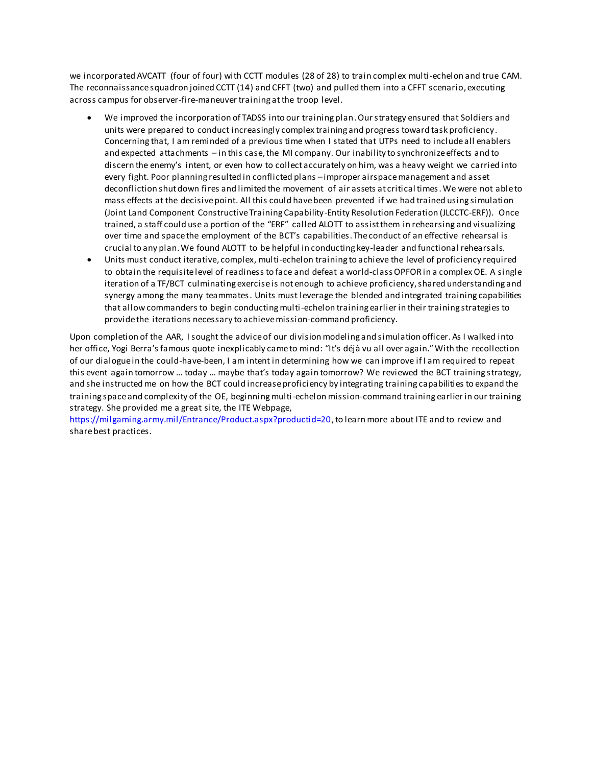we incorporated AVCATT (four of four) with CCTT modules (28 of 28) to train complex multi-echelon and true CAM. The reconnaissance squadron joined CCTT (14) and CFFT (two) and pulled them into a CFFT scenario, executing across campus for observer-fire-maneuver training at the troop level.

- We improved the incorporation of TADSS into our training plan. Our strategy ensured that Soldiers and units were prepared to conduct increasingly complex training and progress toward task proficiency. Concerning that, I am reminded of a previous time when I stated that UTPs need to include all enablers and expected attachments – in this case, the MI company. Our inability to synchronize effects and to discern the enemy's intent, or even how to collect accurately on him, was a heavy weight we carried into every fight. Poor planning resulted in conflicted plans – improper airspace management and asset deconfliction shut down fires and limited the movement of air assets at critical times. We were not able to mass effects at the decisive point. All this could have been prevented if we had trained using simulation (Joint Land Component Constructive Training Capability-Entity Resolution Federation (JLCCTC-ERF)). Once trained, a staff could use a portion of the "ERF" called ALOTT to assist them in rehearsing and visualizing over time and space the employment of the BCT's capabilities. The conduct of an effective rehearsal is crucial to any plan. We found ALOTT to be helpful in conducting key-leader and functional rehearsals.
- Units must conduct iterative, complex, multi-echelon training to achieve the level of proficiency required to obtain the requisite level of readiness to face and defeat a world-class OPFOR in a complex OE. A single iteration of a TF/BCT culminating exercise is not enough to achieve proficiency, shared understanding and synergy among the many teammates. Units must leverage the blended and integrated training capabilities that allow commanders to begin conducting multi-echelon training earlier in their training strategies to provide the iterations necessary to achieve mission-command proficiency.

Upon completion of the AAR, I sought the advice of our division modeling and simulation officer. As I walked into her office, Yogi Berra's famous quote inexplicably came to mind: "It's déjà vu all over again." With the recollection of our dialogue in the could-have-been, I am intent in determining how we can improve if I am required to repeat this event again tomorrow … today … maybe that's today again tomorrow? We reviewed the BCT training strategy, and she instructed me on how the BCT could increase proficiency by integrating training capabilities to expand the training space and complexity of the OE, beginning multi-echelon mission-command training earlier in our training strategy. She provided me a great site, the ITE Webpage, https://milgaming.army.mil/Entrance/Product.aspx?productid=20, to learn more about ITE and to review and share best practices.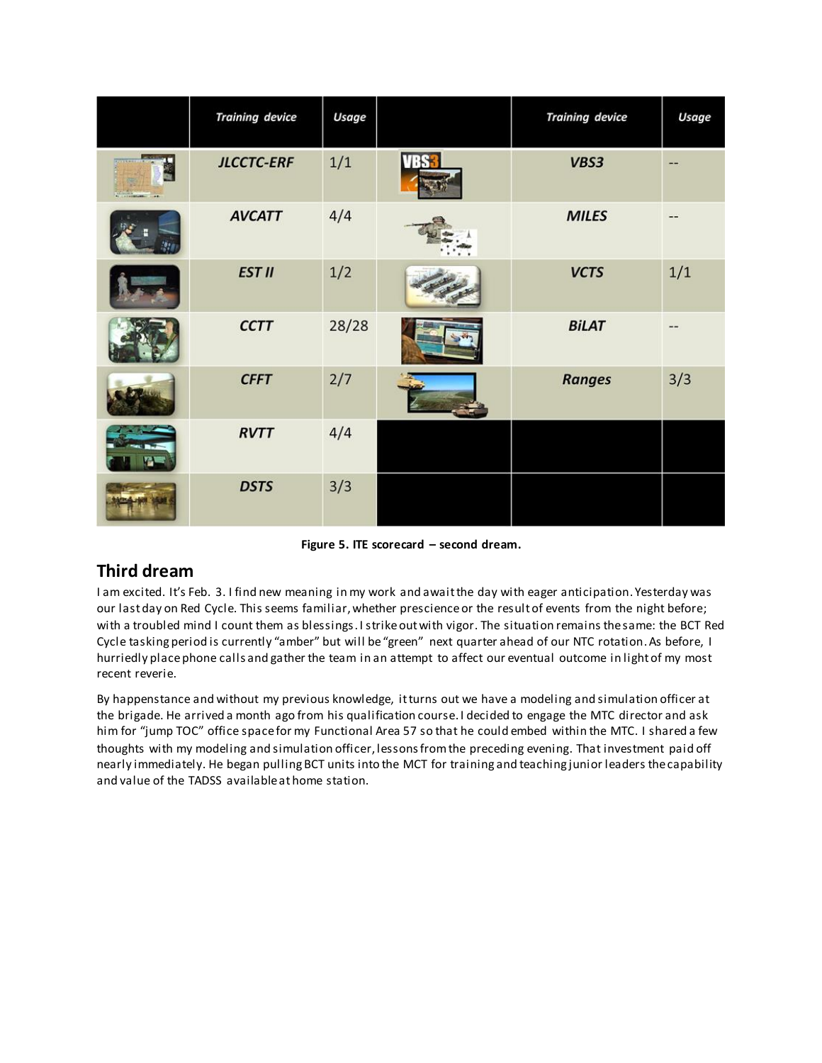| | Training device | Usage | | Training device | Usage |
|---|---|---|---|---|---|
| | JLCCTC-ERF | 1/1 | | VBS3 | -- |
| | AVCATT | 4/4 | | MILES | -- |
| | EST II | 1/2 | | VCTS | 1/1 |
| | CCTT | 28/28 | | BiLAT | -- |
| | CFFT | 2/7 | | Ranges | 3/3 |
| | RVTT | 4/4 | | | |
| | DSTS | 3/3 | | | |

**Figure 5. ITE scorecard – second dream.**

## Third dream

I am excited. It's Feb. 3. I find new meaning in my work and await the day with eager anticipation. Yesterday was our last day on Red Cycle. This seems familiar, whether prescience or the result of events from the night before; with a troubled mind I count them as blessings. I strike out with vigor. The situation remains the same: the BCT Red Cycle tasking period is currently "amber" but will be "green" next quarter ahead of our NTC rotation. As before, I hurriedly place phone calls and gather the team in an attempt to affect our eventual outcome in light of my most recent reverie.

By happenstance and without my previous knowledge, it turns out we have a modeling and simulation officer at the brigade. He arrived a month ago from his qualification course. I decided to engage the MTC director and ask him for "jump TOC" office space for my Functional Area 57 so that he could embed within the MTC. I shared a few thoughts with my modeling and simulation officer, lessons from the preceding evening. That investment paid off nearly immediately. He began pulling BCT units into the MCT for training and teaching junior leaders the capability and value of the TADSS available at home station.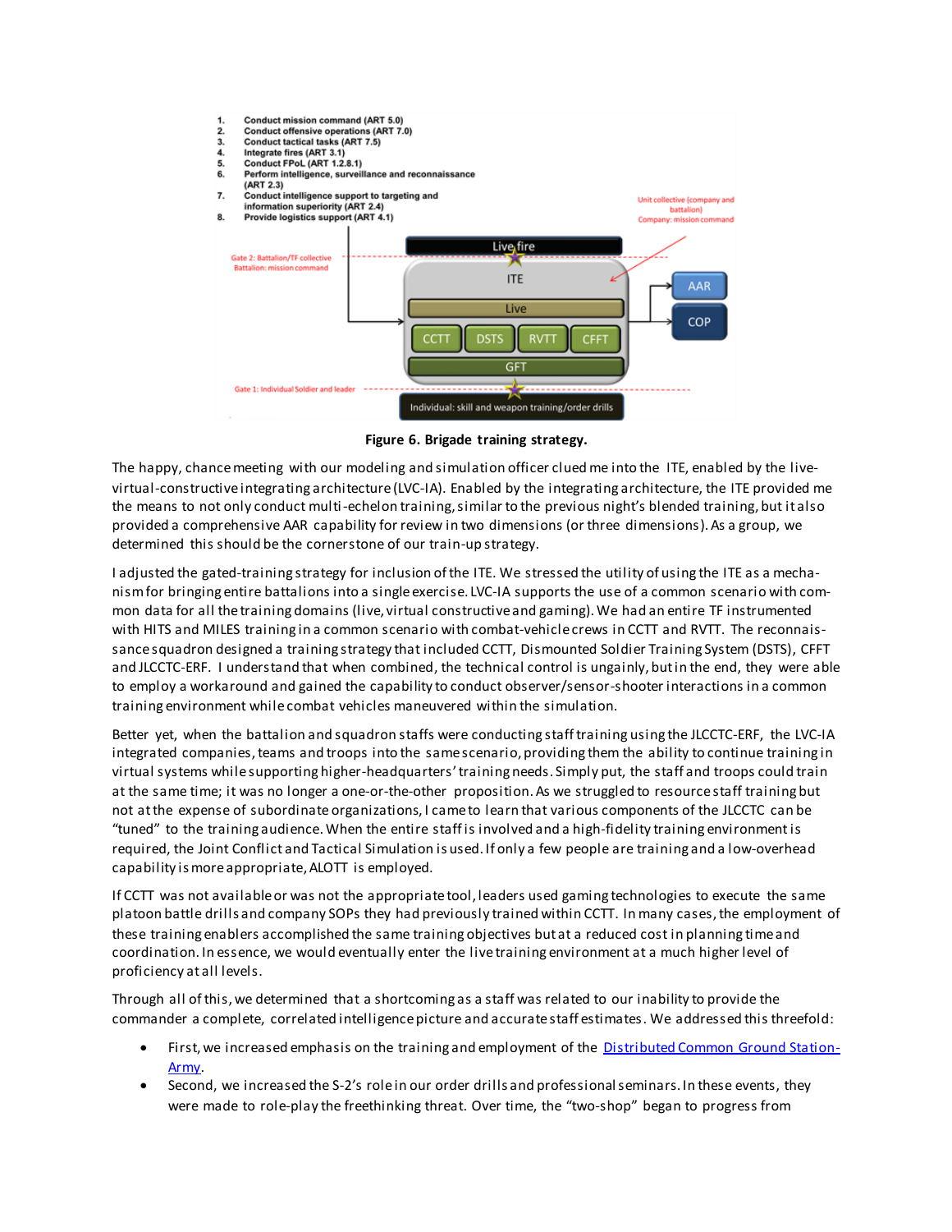1. Conduct mission command (ART 5.0)
2. Conduct offensive operations (ART 7.0)
3. Conduct tactical tasks (ART 7.5)
4. Integrate fires (ART 3.1)
5. Conduct FPoL (ART 1.2.8.1)
6. Perform intelligence, surveillance and reconnaissance (ART 2.3)
7. Conduct intelligence support to targeting and information superiority (ART 2.4)
8. Provide logistics support (ART 4.1)

Unit collective (company and battalion)
Company: mission command

Gate 2: Battalion/TF collective
Battalion: mission command

Live fire

ITE

Live

CCTT | DSTS | RVTT | CFFT

GFT

AAR

COP

Gate 1: Individual Soldier and leader

Individual: skill and weapon training/order drills

**Figure 6. Brigade training strategy.**

The happy, chance meeting with our modeling and simulation officer clued me into the ITE, enabled by the live-virtual-constructive integrating architecture (LVC-IA). Enabled by the integrating architecture, the ITE provided me the means to not only conduct multi-echelon training, similar to the previous night's blended training, but it also provided a comprehensive AAR capability for review in two dimensions (or three dimensions). As a group, we determined this should be the cornerstone of our train-up strategy.

I adjusted the gated-training strategy for inclusion of the ITE. We stressed the utility of using the ITE as a mechanism for bringing entire battalions into a single exercise. LVC-IA supports the use of a common scenario with common data for all the training domains (live, virtual constructive and gaming). We had an entire TF instrumented with HITS and MILES training in a common scenario with combat-vehicle crews in CCTT and RVTT. The reconnaissance squadron designed a training strategy that included CCTT, Dismounted Soldier Training System (DSTS), CFFT and JLCCTC-ERF. I understand that when combined, the technical control is ungainly, but in the end, they were able to employ a workaround and gained the capability to conduct observer/sensor-shooter interactions in a common training environment while combat vehicles maneuvered within the simulation.

Better yet, when the battalion and squadron staffs were conducting staff training using the JLCCTC-ERF, the LVC-IA integrated companies, teams and troops into the same scenario, providing them the ability to continue training in virtual systems while supporting higher-headquarters' training needs. Simply put, the staff and troops could train at the same time; it was no longer a one-or-the-other proposition. As we struggled to resource staff training but not at the expense of subordinate organizations, I came to learn that various components of the JLCCTC can be "tuned" to the training audience. When the entire staff is involved and a high-fidelity training environment is required, the Joint Conflict and Tactical Simulation is used. If only a few people are training and a low-overhead capability is more appropriate, ALOTT is employed.

If CCTT was not available or was not the appropriate tool, leaders used gaming technologies to execute the same platoon battle drills and company SOPs they had previously trained within CCTT. In many cases, the employment of these training enablers accomplished the same training objectives but at a reduced cost in planning time and coordination. In essence, we would eventually enter the live training environment at a much higher level of proficiency at all levels.

Through all of this, we determined that a shortcoming as a staff was related to our inability to provide the commander a complete, correlated intelligence picture and accurate staff estimates. We addressed this threefold:

- First, we increased emphasis on the training and employment of the Distributed Common Ground Station-Army.
- Second, we increased the S-2's role in our order drills and professional seminars. In these events, they were made to role-play the freethinking threat. Over time, the "two-shop" began to progress from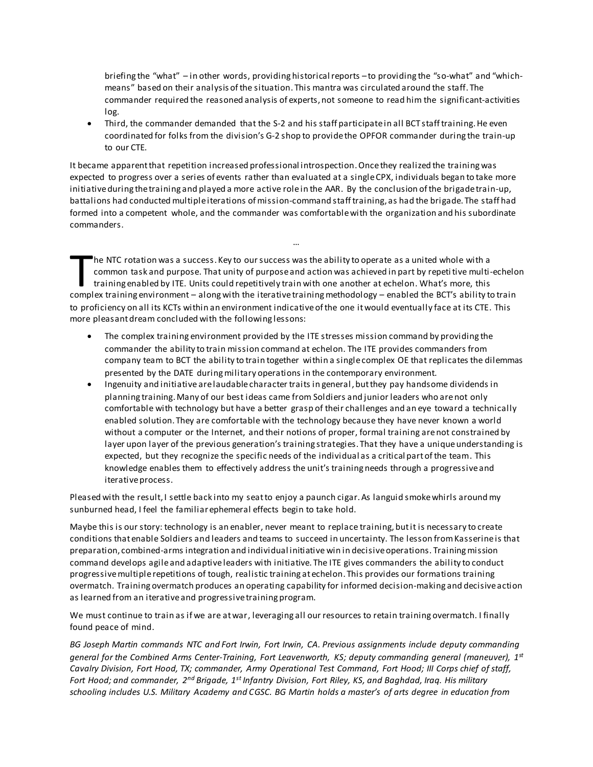briefing the "what" – in other words, providing historical reports – to providing the "so-what" and "which-means" based on their analysis of the situation. This mantra was circulated around the staff. The commander required the reasoned analysis of experts, not someone to read him the significant-activities log.

- Third, the commander demanded that the S-2 and his staff participate in all BCT staff training. He even coordinated for folks from the division's G-2 shop to provide the OPFOR commander during the train-up to our CTE.

It became apparent that repetition increased professional introspection. Once they realized the training was expected to progress over a series of events rather than evaluated at a single CPX, individuals began to take more initiative during the training and played a more active role in the AAR. By the conclusion of the brigade train-up, battalions had conducted multiple iterations of mission-command staff training, as had the brigade. The staff had formed into a competent whole, and the commander was comfortable with the organization and his subordinate commanders.

…

The NTC rotation was a success. Key to our success was the ability to operate as a united whole with a common task and purpose. That unity of purpose and action was achieved in part by repetitive multi-echelon training enabled by ITE. Units could repetitively train with one another at echelon. What's more, this complex training environment – along with the iterative training methodology – enabled the BCT's ability to train to proficiency on all its KCTs within an environment indicative of the one it would eventually face at its CTE. This more pleasant dream concluded with the following lessons:

- The complex training environment provided by the ITE stresses mission command by providing the commander the ability to train mission command at echelon. The ITE provides commanders from company team to BCT the ability to train together within a single complex OE that replicates the dilemmas presented by the DATE during military operations in the contemporary environment.
- Ingenuity and initiative are laudable character traits in general, but they pay handsome dividends in planning training. Many of our best ideas came from Soldiers and junior leaders who are not only comfortable with technology but have a better grasp of their challenges and an eye toward a technically enabled solution. They are comfortable with the technology because they have never known a world without a computer or the Internet, and their notions of proper, formal training are not constrained by layer upon layer of the previous generation's training strategies. That they have a unique understanding is expected, but they recognize the specific needs of the individual as a critical part of the team. This knowledge enables them to effectively address the unit's training needs through a progressive and iterative process.

Pleased with the result, I settle back into my seat to enjoy a paunch cigar. As languid smoke whirls around my sunburned head, I feel the familiar ephemeral effects begin to take hold.

Maybe this is our story: technology is an enabler, never meant to replace training, but it is necessary to create conditions that enable Soldiers and leaders and teams to succeed in uncertainty. The lesson from Kasserine is that preparation, combined-arms integration and individual initiative win in decisive operations. Training mission command develops agile and adaptive leaders with initiative. The ITE gives commanders the ability to conduct progressive multiple repetitions of tough, realistic training at echelon. This provides our formations training overmatch. Training overmatch produces an operating capability for informed decision-making and decisive action as learned from an iterative and progressive training program.

We must continue to train as if we are at war, leveraging all our resources to retain training overmatch. I finally found peace of mind.

*BG Joseph Martin commands NTC and Fort Irwin, Fort Irwin, CA. Previous assignments include deputy commanding general for the Combined Arms Center-Training, Fort Leavenworth, KS; deputy commanding general (maneuver), 1st Cavalry Division, Fort Hood, TX; commander, Army Operational Test Command, Fort Hood; III Corps chief of staff, Fort Hood; and commander, 2nd Brigade, 1st Infantry Division, Fort Riley, KS, and Baghdad, Iraq. His military schooling includes U.S. Military Academy and CGSC. BG Martin holds a master's of arts degree in education from*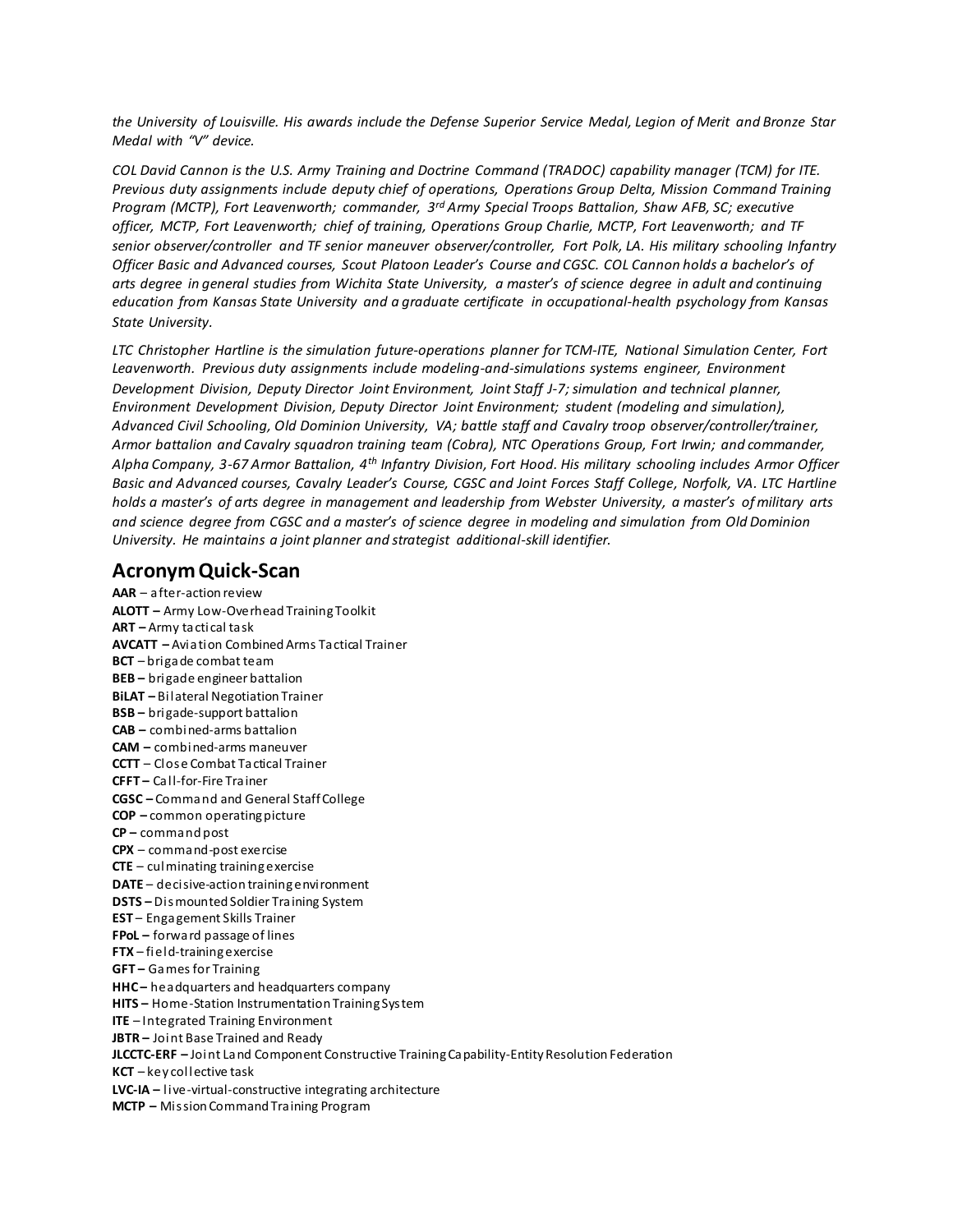*the University of Louisville. His awards include the Defense Superior Service Medal, Legion of Merit and Bronze Star Medal with "V" device.*

*COL David Cannon is the U.S. Army Training and Doctrine Command (TRADOC) capability manager (TCM) for ITE. Previous duty assignments include deputy chief of operations, Operations Group Delta, Mission Command Training Program (MCTP), Fort Leavenworth; commander, 3rd Army Special Troops Battalion, Shaw AFB, SC; executive officer, MCTP, Fort Leavenworth; chief of training, Operations Group Charlie, MCTP, Fort Leavenworth; and TF senior observer/controller and TF senior maneuver observer/controller, Fort Polk, LA. His military schooling Infantry Officer Basic and Advanced courses, Scout Platoon Leader's Course and CGSC. COL Cannon holds a bachelor's of arts degree in general studies from Wichita State University, a master's of science degree in adult and continuing education from Kansas State University and a graduate certificate in occupational-health psychology from Kansas State University.*

*LTC Christopher Hartline is the simulation future-operations planner for TCM-ITE, National Simulation Center, Fort Leavenworth. Previous duty assignments include modeling-and-simulations systems engineer, Environment Development Division, Deputy Director Joint Environment, Joint Staff J-7; simulation and technical planner, Environment Development Division, Deputy Director Joint Environment; student (modeling and simulation), Advanced Civil Schooling, Old Dominion University, VA; battle staff and Cavalry troop observer/controller/trainer, Armor battalion and Cavalry squadron training team (Cobra), NTC Operations Group, Fort Irwin; and commander, Alpha Company, 3-67 Armor Battalion, 4th Infantry Division, Fort Hood. His military schooling includes Armor Officer Basic and Advanced courses, Cavalry Leader's Course, CGSC and Joint Forces Staff College, Norfolk, VA. LTC Hartline holds a master's of arts degree in management and leadership from Webster University, a master's of military arts and science degree from CGSC and a master's of science degree in modeling and simulation from Old Dominion University. He maintains a joint planner and strategist additional-skill identifier.*

## Acronym Quick-Scan

**AAR** – after-action review
**ALOTT –** Army Low-Overhead Training Toolkit
**ART –** Army tactical task
**AVCATT –** Aviation Combined Arms Tactical Trainer
**BCT** – brigade combat team
**BEB –** brigade engineer battalion
**BiLAT –** Bilateral Negotiation Trainer
**BSB –** brigade-support battalion
**CAB –** combined-arms battalion
**CAM –** combined-arms maneuver
**CCTT** – Close Combat Tactical Trainer
**CFFT –** Call-for-Fire Trainer
**CGSC –** Command and General Staff College
**COP –** common operating picture
**CP –** command post
**CPX** – command-post exercise
**CTE** – culminating training exercise
**DATE** – decisive-action training environment
**DSTS –** Dismounted Soldier Training System
**EST** – Engagement Skills Trainer
**FPoL –** forward passage of lines
**FTX** – field-training exercise
**GFT –** Games for Training
**HHC –** headquarters and headquarters company
**HITS –** Home-Station Instrumentation Training System
**ITE** – Integrated Training Environment
**JBTR –** Joint Base Trained and Ready
**JLCCTC-ERF –** Joint Land Component Constructive Training Capability-Entity Resolution Federation
**KCT** – key collective task
**LVC-IA –** live-virtual-constructive integrating architecture
**MCTP –** Mission Command Training Program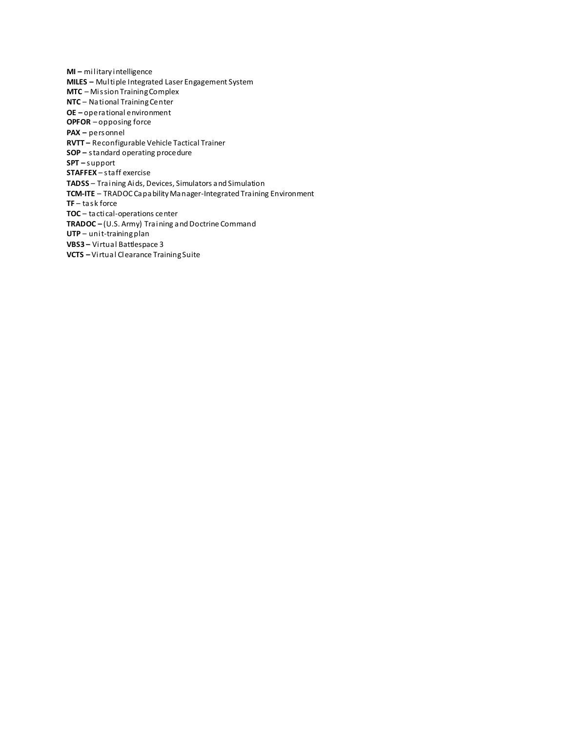**MI –** military intelligence
**MILES –** Multiple Integrated Laser Engagement System
**MTC** – Mission Training Complex
**NTC** – National Training Center
**OE –** operational environment
**OPFOR** – opposing force
**PAX –** personnel
**RVTT –** Reconfigurable Vehicle Tactical Trainer
**SOP –** standard operating procedure
**SPT –** support
**STAFFEX** – staff exercise
**TADSS** – Training Aids, Devices, Simulators and Simulation
**TCM-ITE** – TRADOC Capability Manager-Integrated Training Environment
**TF** – task force
**TOC** – tactical-operations center
**TRADOC –** (U.S. Army) Training and Doctrine Command
**UTP** – unit-training plan
**VBS3 –** Virtual Battlespace 3
**VCTS –** Virtual Clearance Training Suite